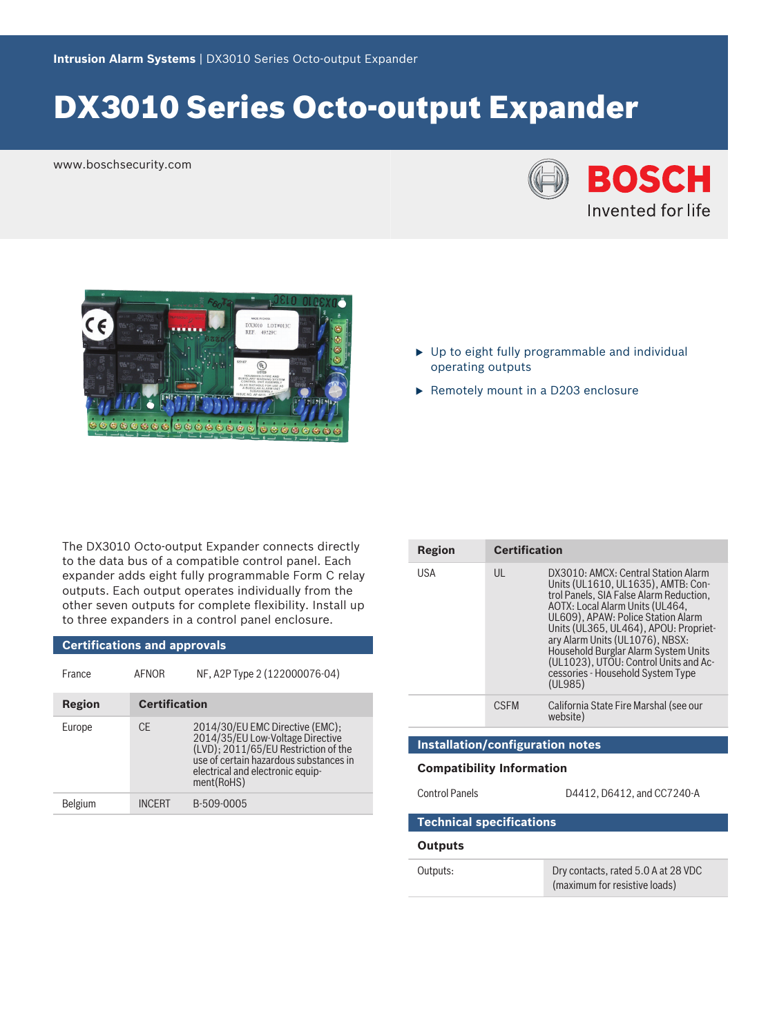Intrusion Alarm Systems | DX3010 Series Octo-output Expander

# DX3010 Series Octo-output Expander

www.boschsecurity.com

- Up to eight fully programmable and individual operating outputs
- Remotely mount in a D203 enclosure

The DX3010 Octo-output Expander connects directly to the data bus of a compatible control panel. Each expander adds eight fully programmable Form C relay outputs. Each output operates individually from the other seven outputs for complete flexibility. Install up to three expanders in a control panel enclosure.

## Certifications and approvals

| | | |
|---|---|---|
| France | AFNOR | NF, A2P Type 2 (122000076-04) |

| Region | Certification | |
|---|---|---|
| Europe | CE | 2014/30/EU EMC Directive (EMC); 2014/35/EU Low-Voltage Directive (LVD); 2011/65/EU Restriction of the use of certain hazardous substances in electrical and electronic equipment(RoHS) |
| Belgium | INCERT | B-509-0005 |

| Region | Certification | |
|---|---|---|
| USA | UL | DX3010: AMCX: Central Station Alarm Units (UL1610, UL1635), AMTB: Control Panels, SIA False Alarm Reduction, AOTX: Local Alarm Units (UL464, UL609), APAW: Police Station Alarm Units (UL365, UL464), APOU: Proprietary Alarm Units (UL1076), NBSX: Household Burglar Alarm System Units (UL1023), UTOU: Control Units and Accessories - Household System Type (UL985) |
| | CSFM | California State Fire Marshal (see our website) |

## Installation/configuration notes

### Compatibility Information

| | |
|---|---|
| Control Panels | D4412, D6412, and CC7240-A |

## Technical specifications

### Outputs

| | |
|---|---|
| Outputs: | Dry contacts, rated 5.0 A at 28 VDC (maximum for resistive loads) |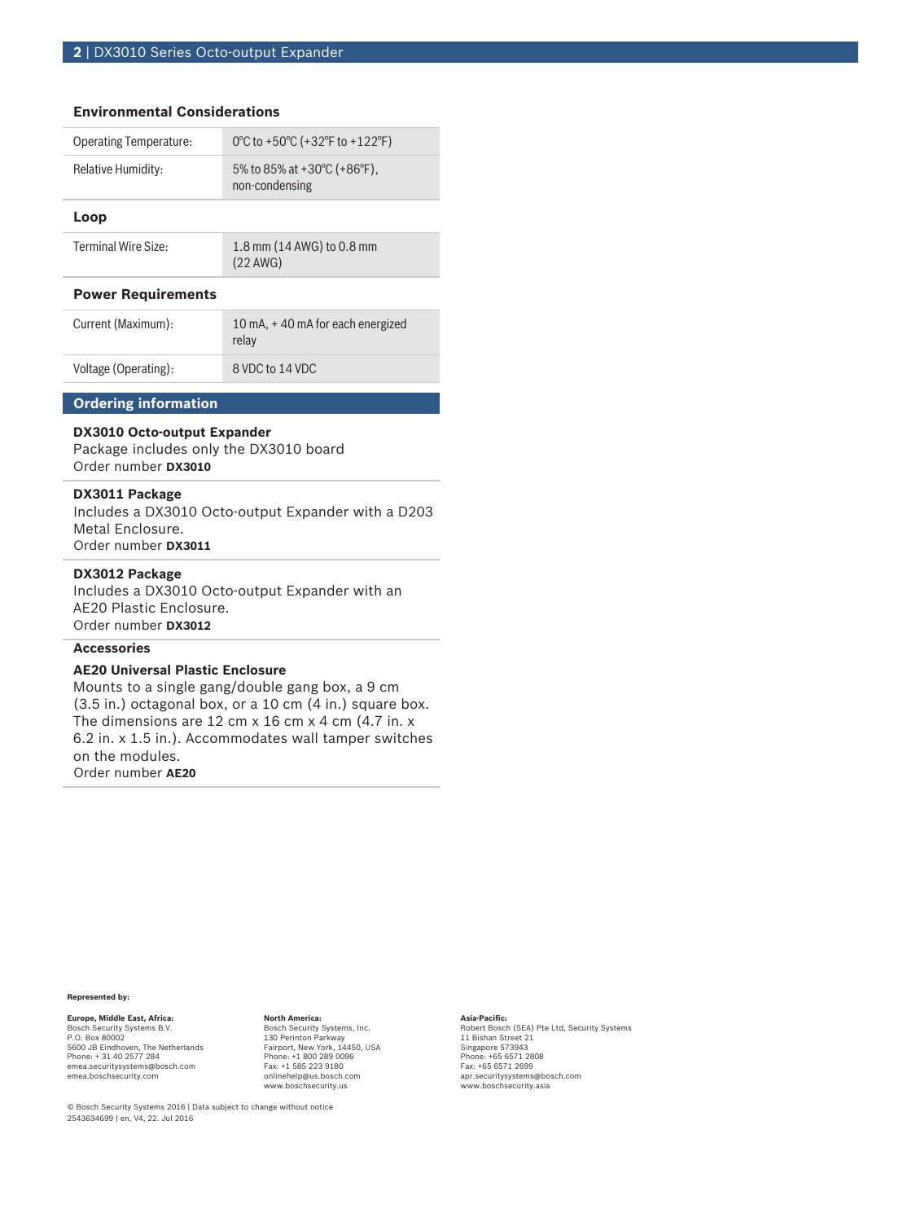### Environmental Considerations

| | |
|---|---|
| Operating Temperature: | 0°C to +50°C (+32°F to +122°F) |
| Relative Humidity: | 5% to 85% at +30°C (+86°F), non-condensing |

### Loop

| | |
|---|---|
| Terminal Wire Size: | 1.8 mm (14 AWG) to 0.8 mm (22 AWG) |

### Power Requirements

| | |
|---|---|
| Current (Maximum): | 10 mA, + 40 mA for each energized relay |
| Voltage (Operating): | 8 VDC to 14 VDC |

## Ordering information

**DX3010 Octo-output Expander**
Package includes only the DX3010 board
Order number **DX3010**

**DX3011 Package**
Includes a DX3010 Octo-output Expander with a D203 Metal Enclosure.
Order number **DX3011**

**DX3012 Package**
Includes a DX3010 Octo-output Expander with an AE20 Plastic Enclosure.
Order number **DX3012**

### Accessories

**AE20 Universal Plastic Enclosure**
Mounts to a single gang/double gang box, a 9 cm (3.5 in.) octagonal box, or a 10 cm (4 in.) square box. The dimensions are 12 cm x 16 cm x 4 cm (4.7 in. x 6.2 in. x 1.5 in.). Accommodates wall tamper switches on the modules.
Order number **AE20**

**Represented by:**

**Europe, Middle East, Africa:**
Bosch Security Systems B.V.
P.O. Box 80002
5600 JB Eindhoven, The Netherlands
Phone: + 31 40 2577 284
emea.securitysystems@bosch.com
emea.boschsecurity.com

**North America:**
Bosch Security Systems, Inc.
130 Perinton Parkway
Fairport, New York, 14450, USA
Phone: +1 800 289 0096
Fax: +1 585 223 9180
onlinehelp@us.bosch.com
www.boschsecurity.us

**Asia-Pacific:**
Robert Bosch (SEA) Pte Ltd, Security Systems
11 Bishan Street 21
Singapore 573943
Phone: +65 6571 2808
Fax: +65 6571 2699
apr.securitysystems@bosch.com
www.boschsecurity.asia

© Bosch Security Systems 2016 | Data subject to change without notice
2543634699 | en, V4, 22. Jul 2016